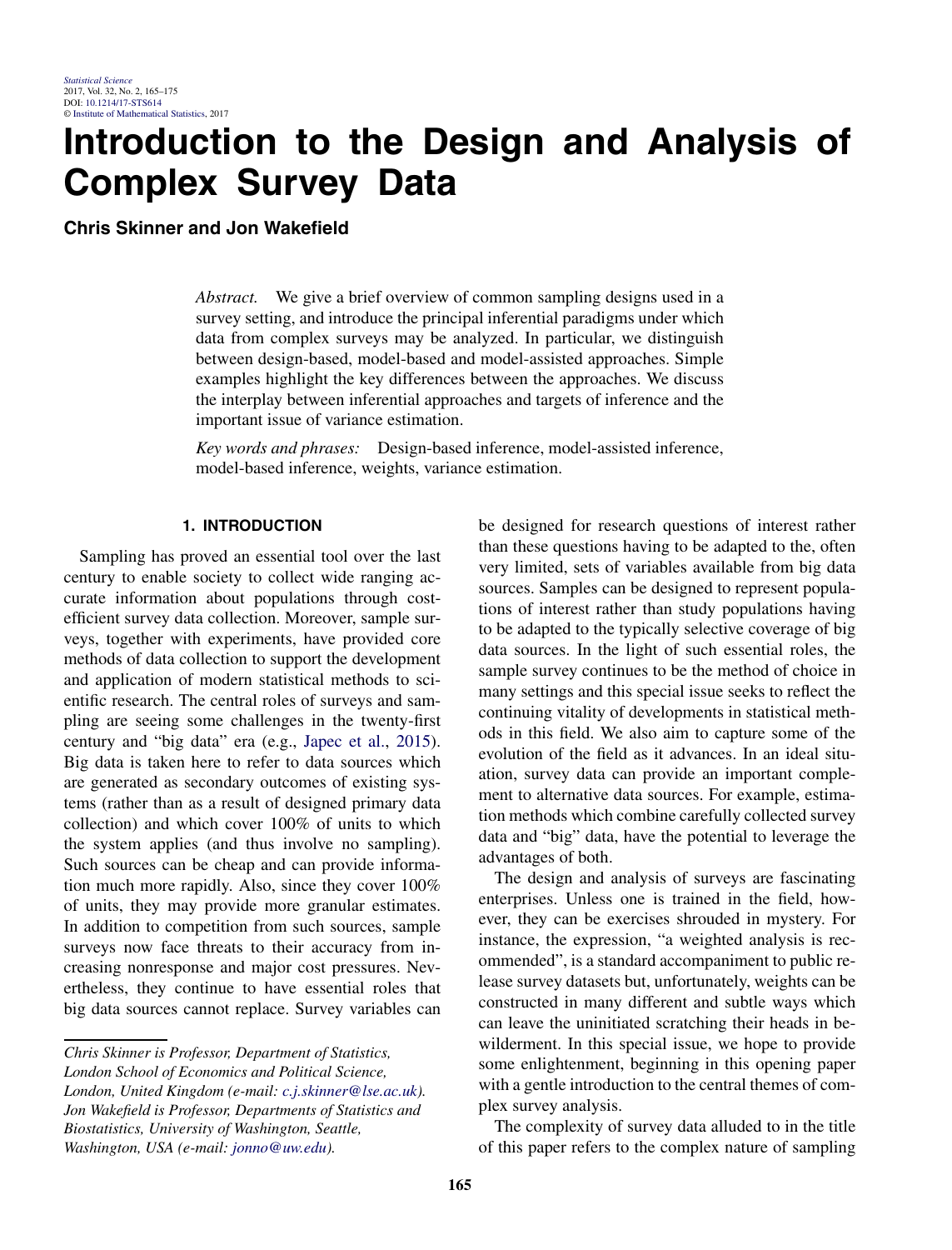# Introduction to the Design and Analysis of Complex Survey Data

**Chris Skinner and Jon Wakefield**

*Abstract.* We give a brief overview of common sampling designs used in a survey setting, and introduce the principal inferential paradigms under which data from complex surveys may be analyzed. In particular, we distinguish between design-based, model-based and model-assisted approaches. Simple examples highlight the key differences between the approaches. We discuss the interplay between inferential approaches and targets of inference and the important issue of variance estimation.

*Key words and phrases:* Design-based inference, model-assisted inference, model-based inference, weights, variance estimation.

## 1. INTRODUCTION

Sampling has proved an essential tool over the last century to enable society to collect wide ranging accurate information about populations through cost-efficient survey data collection. Moreover, sample surveys, together with experiments, have provided core methods of data collection to support the development and application of modern statistical methods to scientific research. The central roles of surveys and sampling are seeing some challenges in the twenty-first century and "big data" era (e.g., Japec et al., 2015). Big data is taken here to refer to data sources which are generated as secondary outcomes of existing systems (rather than as a result of designed primary data collection) and which cover 100% of units to which the system applies (and thus involve no sampling). Such sources can be cheap and can provide information much more rapidly. Also, since they cover 100% of units, they may provide more granular estimates. In addition to competition from such sources, sample surveys now face threats to their accuracy from increasing nonresponse and major cost pressures. Nevertheless, they continue to have essential roles that big data sources cannot replace. Survey variables can be designed for research questions of interest rather than these questions having to be adapted to the, often very limited, sets of variables available from big data sources. Samples can be designed to represent populations of interest rather than study populations having to be adapted to the typically selective coverage of big data sources. In the light of such essential roles, the sample survey continues to be the method of choice in many settings and this special issue seeks to reflect the continuing vitality of developments in statistical methods in this field. We also aim to capture some of the evolution of the field as it advances. In an ideal situation, survey data can provide an important complement to alternative data sources. For example, estimation methods which combine carefully collected survey data and "big" data, have the potential to leverage the advantages of both.

The design and analysis of surveys are fascinating enterprises. Unless one is trained in the field, however, they can be exercises shrouded in mystery. For instance, the expression, "a weighted analysis is recommended", is a standard accompaniment to public release survey datasets but, unfortunately, weights can be constructed in many different and subtle ways which can leave the uninitiated scratching their heads in bewilderment. In this special issue, we hope to provide some enlightenment, beginning in this opening paper with a gentle introduction to the central themes of complex survey analysis.

The complexity of survey data alluded to in the title of this paper refers to the complex nature of sampling

*Chris Skinner is Professor, Department of Statistics, London School of Economics and Political Science, London, United Kingdom (e-mail: c.j.skinner@lse.ac.uk). Jon Wakefield is Professor, Departments of Statistics and Biostatistics, University of Washington, Seattle, Washington, USA (e-mail: jonno@uw.edu).*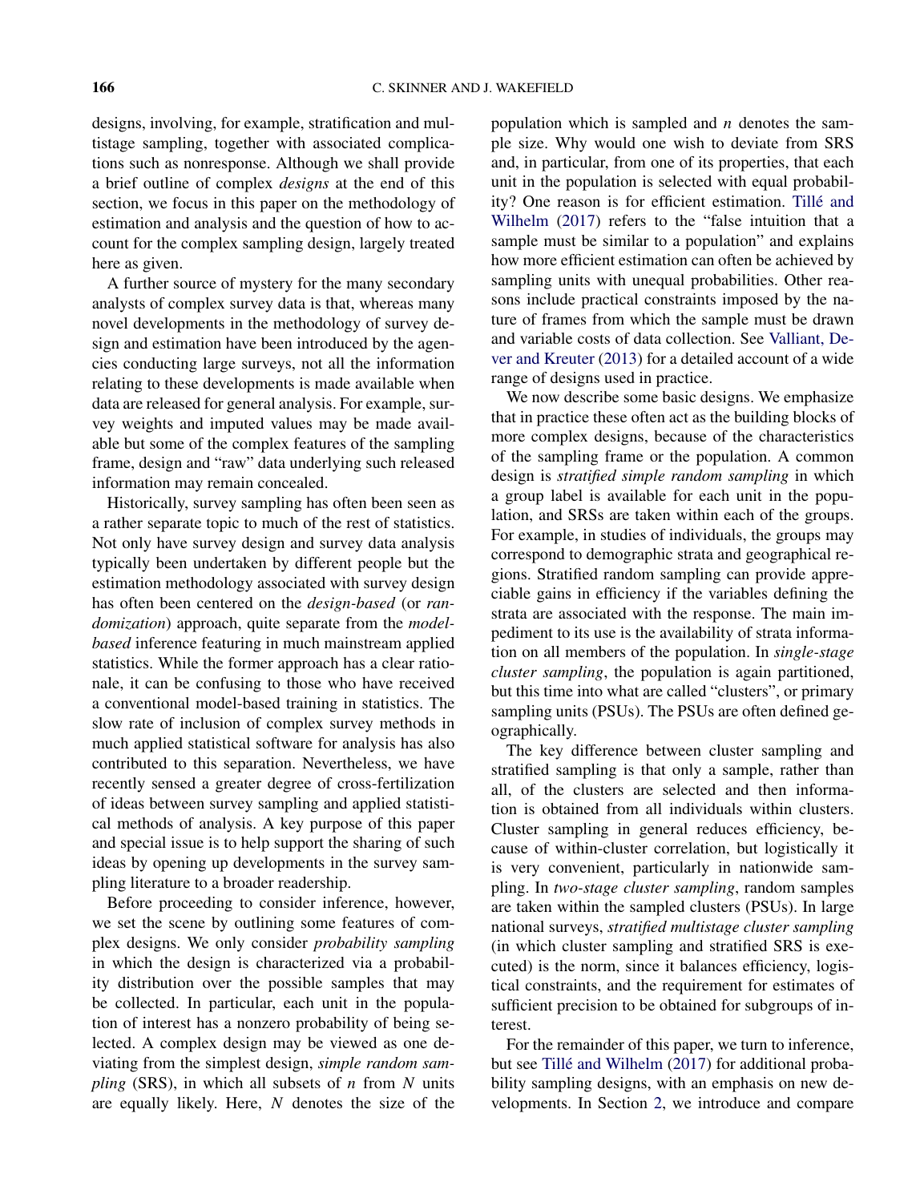designs, involving, for example, stratification and multistage sampling, together with associated complications such as nonresponse. Although we shall provide a brief outline of complex *designs* at the end of this section, we focus in this paper on the methodology of estimation and analysis and the question of how to account for the complex sampling design, largely treated here as given.

A further source of mystery for the many secondary analysts of complex survey data is that, whereas many novel developments in the methodology of survey design and estimation have been introduced by the agencies conducting large surveys, not all the information relating to these developments is made available when data are released for general analysis. For example, survey weights and imputed values may be made available but some of the complex features of the sampling frame, design and "raw" data underlying such released information may remain concealed.

Historically, survey sampling has often been seen as a rather separate topic to much of the rest of statistics. Not only have survey design and survey data analysis typically been undertaken by different people but the estimation methodology associated with survey design has often been centered on the *design-based* (or *randomization*) approach, quite separate from the *model-based* inference featuring in much mainstream applied statistics. While the former approach has a clear rationale, it can be confusing to those who have received a conventional model-based training in statistics. The slow rate of inclusion of complex survey methods in much applied statistical software for analysis has also contributed to this separation. Nevertheless, we have recently sensed a greater degree of cross-fertilization of ideas between survey sampling and applied statistical methods of analysis. A key purpose of this paper and special issue is to help support the sharing of such ideas by opening up developments in the survey sampling literature to a broader readership.

Before proceeding to consider inference, however, we set the scene by outlining some features of complex designs. We only consider *probability sampling* in which the design is characterized via a probability distribution over the possible samples that may be collected. In particular, each unit in the population of interest has a nonzero probability of being selected. A complex design may be viewed as one deviating from the simplest design, *simple random sampling* (SRS), in which all subsets of $n$ from $N$ units are equally likely. Here, $N$ denotes the size of the population which is sampled and $n$ denotes the sample size. Why would one wish to deviate from SRS and, in particular, from one of its properties, that each unit in the population is selected with equal probability? One reason is for efficient estimation. Tillé and Wilhelm (2017) refers to the "false intuition that a sample must be similar to a population" and explains how more efficient estimation can often be achieved by sampling units with unequal probabilities. Other reasons include practical constraints imposed by the nature of frames from which the sample must be drawn and variable costs of data collection. See Valliant, Dever and Kreuter (2013) for a detailed account of a wide range of designs used in practice.

We now describe some basic designs. We emphasize that in practice these often act as the building blocks of more complex designs, because of the characteristics of the sampling frame or the population. A common design is *stratified simple random sampling* in which a group label is available for each unit in the population, and SRSs are taken within each of the groups. For example, in studies of individuals, the groups may correspond to demographic strata and geographical regions. Stratified random sampling can provide appreciable gains in efficiency if the variables defining the strata are associated with the response. The main impediment to its use is the availability of strata information on all members of the population. In *single-stage cluster sampling*, the population is again partitioned, but this time into what are called "clusters", or primary sampling units (PSUs). The PSUs are often defined geographically.

The key difference between cluster sampling and stratified sampling is that only a sample, rather than all, of the clusters are selected and then information is obtained from all individuals within clusters. Cluster sampling in general reduces efficiency, because of within-cluster correlation, but logistically it is very convenient, particularly in nationwide sampling. In *two-stage cluster sampling*, random samples are taken within the sampled clusters (PSUs). In large national surveys, *stratified multistage cluster sampling* (in which cluster sampling and stratified SRS is executed) is the norm, since it balances efficiency, logistical constraints, and the requirement for estimates of sufficient precision to be obtained for subgroups of interest.

For the remainder of this paper, we turn to inference, but see Tillé and Wilhelm (2017) for additional probability sampling designs, with an emphasis on new developments. In Section 2, we introduce and compare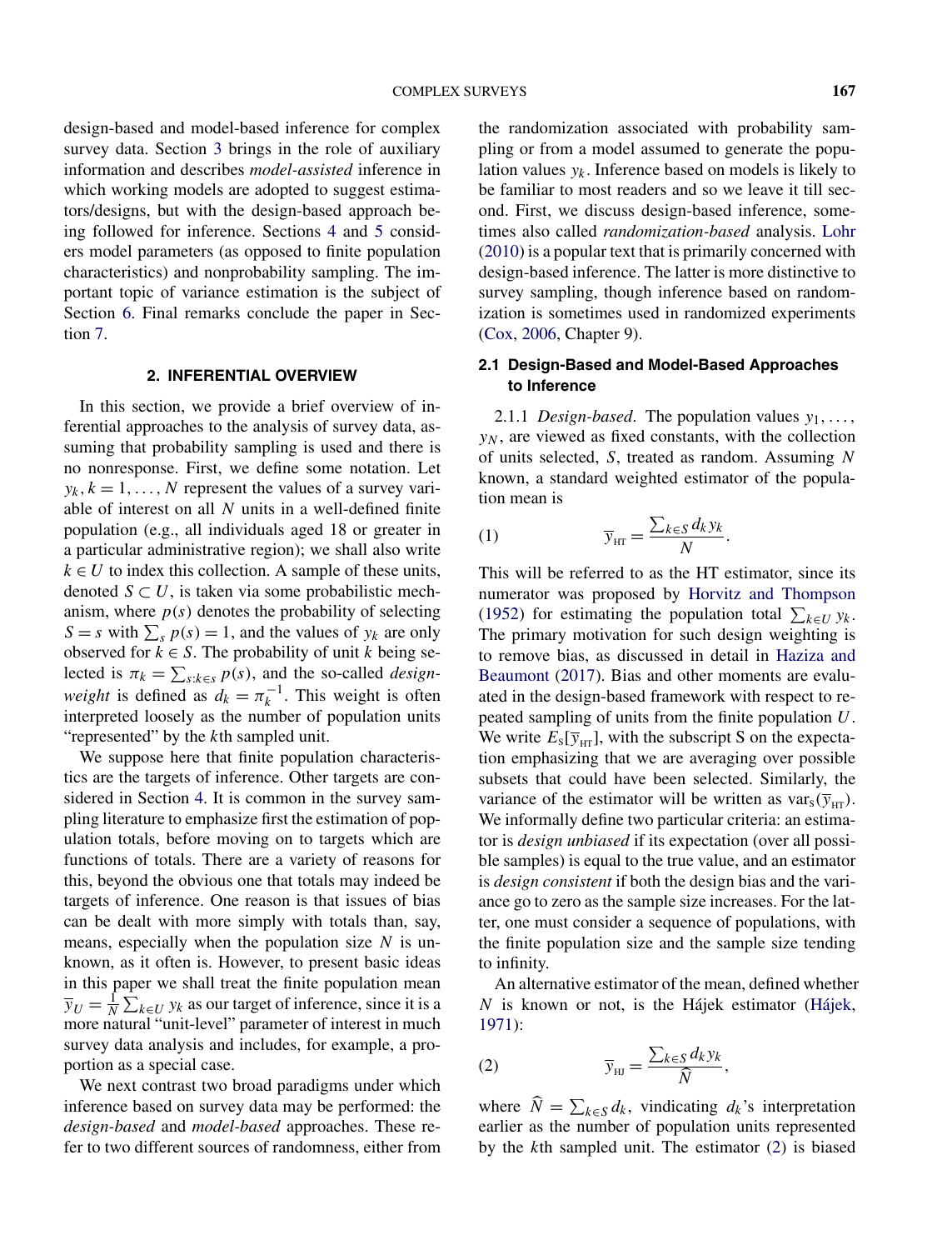design-based and model-based inference for complex survey data. Section 3 brings in the role of auxiliary information and describes *model-assisted* inference in which working models are adopted to suggest estimators/designs, but with the design-based approach being followed for inference. Sections 4 and 5 considers model parameters (as opposed to finite population characteristics) and nonprobability sampling. The important topic of variance estimation is the subject of Section 6. Final remarks conclude the paper in Section 7.

## 2. INFERENTIAL OVERVIEW

In this section, we provide a brief overview of inferential approaches to the analysis of survey data, assuming that probability sampling is used and there is no nonresponse. First, we define some notation. Let $y_k, k = 1, \dots, N$ represent the values of a survey variable of interest on all $N$ units in a well-defined finite population (e.g., all individuals aged 18 or greater in a particular administrative region); we shall also write $k \in U$ to index this collection. A sample of these units, denoted $S \subset U$, is taken via some probabilistic mechanism, where $p(s)$ denotes the probability of selecting $S = s$ with $\sum_s p(s) = 1$, and the values of $y_k$ are only observed for $k \in S$. The probability of unit $k$ being selected is $\pi_k = \sum_{s:k \in s} p(s)$, and the so-called *design-weight* is defined as $d_k = \pi_k^{-1}$. This weight is often interpreted loosely as the number of population units "represented" by the $k$th sampled unit.

We suppose here that finite population characteristics are the targets of inference. Other targets are considered in Section 4. It is common in the survey sampling literature to emphasize first the estimation of population totals, before moving on to targets which are functions of totals. There are a variety of reasons for this, beyond the obvious one that totals may indeed be targets of inference. One reason is that issues of bias can be dealt with more simply with totals than, say, means, especially when the population size $N$ is unknown, as it often is. However, to present basic ideas in this paper we shall treat the finite population mean $\overline{y}_U = \frac{1}{N} \sum_{k \in U} y_k$ as our target of inference, since it is a more natural "unit-level" parameter of interest in much survey data analysis and includes, for example, a proportion as a special case.

We next contrast two broad paradigms under which inference based on survey data may be performed: the *design-based* and *model-based* approaches. These refer to two different sources of randomness, either from the randomization associated with probability sampling or from a model assumed to generate the population values $y_k$. Inference based on models is likely to be familiar to most readers and so we leave it till second. First, we discuss design-based inference, sometimes also called *randomization-based* analysis. Lohr (2010) is a popular text that is primarily concerned with design-based inference. The latter is more distinctive to survey sampling, though inference based on randomization is sometimes used in randomized experiments (Cox, 2006, Chapter 9).

### 2.1 Design-Based and Model-Based Approaches to Inference

2.1.1 *Design-based*. The population values $y_1, \dots, y_N$, are viewed as fixed constants, with the collection of units selected, $S$, treated as random. Assuming $N$ known, a standard weighted estimator of the population mean is

$$\overline{y}_{\text{HT}} = \frac{\sum_{k \in S} d_k y_k}{N}. \tag{1}$$

This will be referred to as the HT estimator, since its numerator was proposed by Horvitz and Thompson (1952) for estimating the population total $\sum_{k \in U} y_k$. The primary motivation for such design weighting is to remove bias, as discussed in detail in Haziza and Beaumont (2017). Bias and other moments are evaluated in the design-based framework with respect to repeated sampling of units from the finite population $U$. We write $E_S[\overline{y}_{\text{HT}}]$, with the subscript S on the expectation emphasizing that we are averaging over possible subsets that could have been selected. Similarly, the variance of the estimator will be written as $\text{var}_S(\overline{y}_{\text{HT}})$. We informally define two particular criteria: an estimator is *design unbiased* if its expectation (over all possible samples) is equal to the true value, and an estimator is *design consistent* if both the design bias and the variance go to zero as the sample size increases. For the latter, one must consider a sequence of populations, with the finite population size and the sample size tending to infinity.

An alternative estimator of the mean, defined whether $N$ is known or not, is the Hájek estimator (Hájek, 1971):

$$\overline{y}_{\text{HJ}} = \frac{\sum_{k \in S} d_k y_k}{\widehat{N}}, \tag{2}$$

where $\widehat{N} = \sum_{k \in S} d_k$, vindicating $d_k$'s interpretation earlier as the number of population units represented by the $k$th sampled unit. The estimator (2) is biased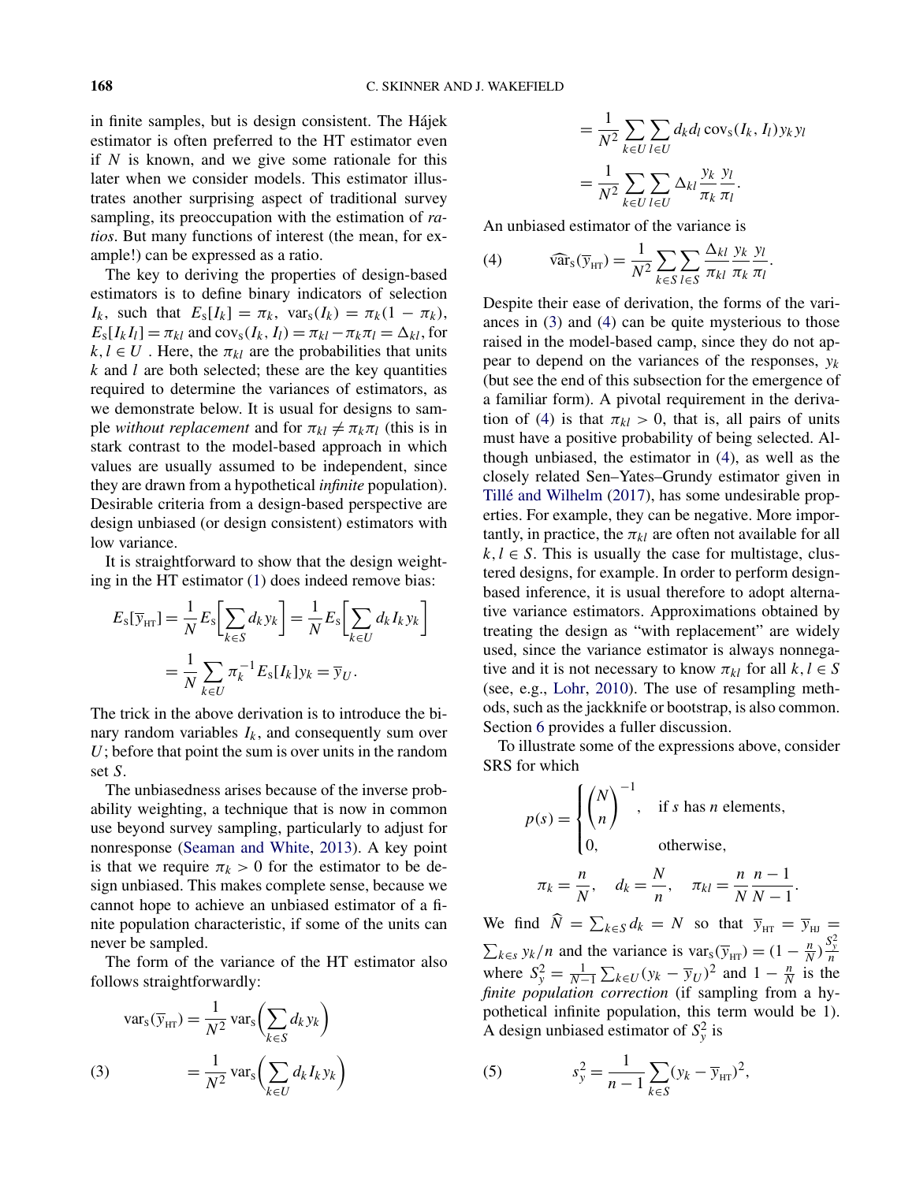in finite samples, but is design consistent. The Hájek estimator is often preferred to the HT estimator even if $N$ is known, and we give some rationale for this later when we consider models. This estimator illustrates another surprising aspect of traditional survey sampling, its preoccupation with the estimation of *ratios*. But many functions of interest (the mean, for example!) can be expressed as a ratio.

The key to deriving the properties of design-based estimators is to define binary indicators of selection $I_k$, such that $E_s[I_k] = \pi_k$, $\text{var}_s(I_k) = \pi_k(1-\pi_k)$, $E_s[I_k I_l] = \pi_{kl}$ and $\text{cov}_s(I_k, I_l) = \pi_{kl} - \pi_k \pi_l = \Delta_{kl}$, for $k, l \in U$. Here, the $\pi_{kl}$ are the probabilities that units $k$ and $l$ are both selected; these are the key quantities required to determine the variances of estimators, as we demonstrate below. It is usual for designs to sample *without replacement* and for $\pi_{kl} \neq \pi_k \pi_l$ (this is in stark contrast to the model-based approach in which values are usually assumed to be independent, since they are drawn from a hypothetical *infinite* population). Desirable criteria from a design-based perspective are design unbiased (or design consistent) estimators with low variance.

It is straightforward to show that the design weighting in the HT estimator (1) does indeed remove bias:

$$
\begin{aligned}
E_s[\overline{y}_{\text{HT}}] &= \frac{1}{N} E_s\left[\sum_{k \in S} d_k y_k\right] = \frac{1}{N} E_s\left[\sum_{k \in U} d_k I_k y_k\right] \\
&= \frac{1}{N} \sum_{k \in U} \pi_k^{-1} E_s[I_k] y_k = \overline{y}_U.
\end{aligned}
$$

The trick in the above derivation is to introduce the binary random variables $I_k$, and consequently sum over $U$; before that point the sum is over units in the random set $S$.

The unbiasedness arises because of the inverse probability weighting, a technique that is now in common use beyond survey sampling, particularly to adjust for nonresponse (Seaman and White, 2013). A key point is that we require $\pi_k > 0$ for the estimator to be design unbiased. This makes complete sense, because we cannot hope to achieve an unbiased estimator of a finite population characteristic, if some of the units can never be sampled.

The form of the variance of the HT estimator also follows straightforwardly:

$$
\begin{aligned}
\text{var}_s(\overline{y}_{\text{HT}}) &= \frac{1}{N^2} \text{var}_s\left(\sum_{k \in S} d_k y_k\right) \\
&= \frac{1}{N^2} \text{var}_s\left(\sum_{k \in U} d_k I_k y_k\right) \qquad (3)\\
&= \frac{1}{N^2} \sum_{k \in U} \sum_{l \in U} d_k d_l \, \text{cov}_s(I_k, I_l) y_k y_l \\
&= \frac{1}{N^2} \sum_{k \in U} \sum_{l \in U} \Delta_{kl} \frac{y_k}{\pi_k} \frac{y_l}{\pi_l}.
\end{aligned}
$$

An unbiased estimator of the variance is

$$
\widehat{\text{var}}_s(\overline{y}_{\text{HT}}) = \frac{1}{N^2} \sum_{k \in S} \sum_{l \in S} \frac{\Delta_{kl}}{\pi_{kl}} \frac{y_k}{\pi_k} \frac{y_l}{\pi_l}. \qquad (4)
$$

Despite their ease of derivation, the forms of the variances in (3) and (4) can be quite mysterious to those raised in the model-based camp, since they do not appear to depend on the variances of the responses, $y_k$ (but see the end of this subsection for the emergence of a familiar form). A pivotal requirement in the derivation of (4) is that $\pi_{kl} > 0$, that is, all pairs of units must have a positive probability of being selected. Although unbiased, the estimator in (4), as well as the closely related Sen–Yates–Grundy estimator given in Tillé and Wilhelm (2017), has some undesirable properties. For example, they can be negative. More importantly, in practice, the $\pi_{kl}$ are often not available for all $k, l \in S$. This is usually the case for multistage, clustered designs, for example. In order to perform design-based inference, it is usual therefore to adopt alternative variance estimators. Approximations obtained by treating the design as "with replacement" are widely used, since the variance estimator is always nonnegative and it is not necessary to know $\pi_{kl}$ for all $k, l \in S$ (see, e.g., Lohr, 2010). The use of resampling methods, such as the jackknife or bootstrap, is also common. Section 6 provides a fuller discussion.

To illustrate some of the expressions above, consider SRS for which

$$
p(s) = \begin{cases} \binom{N}{n}^{-1}, & \text{if } s \text{ has } n \text{ elements}, \\ 0, & \text{otherwise}, \end{cases}
$$

$$
\pi_k = \frac{n}{N}, \quad d_k = \frac{N}{n}, \quad \pi_{kl} = \frac{n}{N} \frac{n-1}{N-1}.
$$

We find $\widehat{N} = \sum_{k \in S} d_k = N$ so that $\overline{y}_{\text{HT}} = \overline{y}_{\text{HJ}} = \sum_{k \in s} y_k / n$ and the variance is $\text{var}_s(\overline{y}_{\text{HT}}) = (1 - \frac{n}{N}) \frac{S_y^2}{n}$ where $S_y^2 = \frac{1}{N-1} \sum_{k \in U} (y_k - \overline{y}_U)^2$ and $1 - \frac{n}{N}$ is the *finite population correction* (if sampling from a hypothetical infinite population, this term would be 1). A design unbiased estimator of $S_y^2$ is

$$
s_y^2 = \frac{1}{n-1} \sum_{k \in S} (y_k - \overline{y}_{\text{HT}})^2, \qquad (5)
$$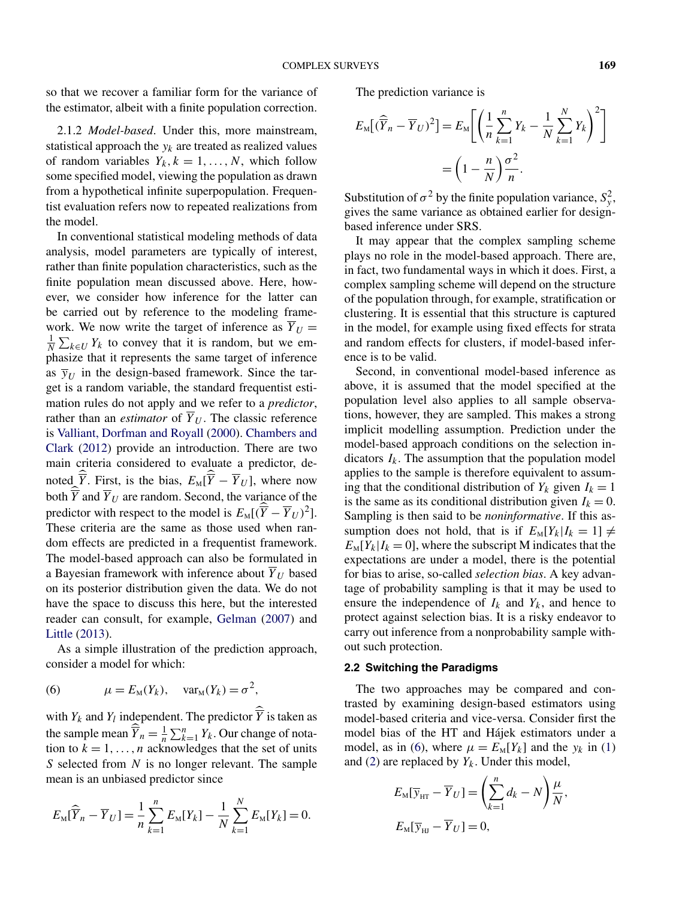so that we recover a familiar form for the variance of the estimator, albeit with a finite population correction.

2.1.2 *Model-based*. Under this, more mainstream, statistical approach the $y_k$ are treated as realized values of random variables $Y_k, k = 1, \dots, N$, which follow some specified model, viewing the population as drawn from a hypothetical infinite superpopulation. Frequentist evaluation refers now to repeated realizations from the model.

In conventional statistical modeling methods of data analysis, model parameters are typically of interest, rather than finite population characteristics, such as the finite population mean discussed above. Here, however, we consider how inference for the latter can be carried out by reference to the modeling framework. We now write the target of inference as $\overline{Y}_U = \frac{1}{N}\sum_{k\in U} Y_k$ to convey that it is random, but we emphasize that it represents the same target of inference as $\overline{y}_U$ in the design-based framework. Since the target is a random variable, the standard frequentist estimation rules do not apply and we refer to a *predictor*, rather than an *estimator* of $\overline{Y}_U$. The classic reference is Valliant, Dorfman and Royall (2000). Chambers and Clark (2012) provide an introduction. There are two main criteria considered to evaluate a predictor, denoted $\widehat{\overline{Y}}$. First, is the bias, $E_{\text{M}}[\widehat{\overline{Y}} - \overline{Y}_U]$, where now both $\widehat{\overline{Y}}$ and $\overline{Y}_U$ are random. Second, the variance of the predictor with respect to the model is $E_{\text{M}}[(\widehat{\overline{Y}} - \overline{Y}_U)^2]$. These criteria are the same as those used when random effects are predicted in a frequentist framework. The model-based approach can also be formulated in a Bayesian framework with inference about $\overline{Y}_U$ based on its posterior distribution given the data. We do not have the space to discuss this here, but the interested reader can consult, for example, Gelman (2007) and Little (2013).

As a simple illustration of the prediction approach, consider a model for which:

$$\mu = E_{\text{M}}(Y_k), \quad \text{var}_{\text{M}}(Y_k) = \sigma^2, \tag{6}$$

with $Y_k$ and $Y_l$ independent. The predictor $\widehat{\overline{Y}}$ is taken as the sample mean $\widehat{\overline{Y}}_n = \frac{1}{n}\sum_{k=1}^{n} Y_k$. Our change of notation to $k = 1, \dots, n$ acknowledges that the set of units $S$ selected from $N$ is no longer relevant. The sample mean is an unbiased predictor since

$$E_{\text{M}}[\widehat{\overline{Y}}_n - \overline{Y}_U] = \frac{1}{n}\sum_{k=1}^{n} E_{\text{M}}[Y_k] - \frac{1}{N}\sum_{k=1}^{N} E_{\text{M}}[Y_k] = 0.$$

The prediction variance is

$$E_{\text{M}}[(\widehat{\overline{Y}}_n - \overline{Y}_U)^2] = E_{\text{M}}\left[\left(\frac{1}{n}\sum_{k=1}^{n} Y_k - \frac{1}{N}\sum_{k=1}^{N} Y_k\right)^2\right]$$
$$= \left(1 - \frac{n}{N}\right)\frac{\sigma^2}{n}.$$

Substitution of $\sigma^2$ by the finite population variance, $S_y^2$, gives the same variance as obtained earlier for design-based inference under SRS.

It may appear that the complex sampling scheme plays no role in the model-based approach. There are, in fact, two fundamental ways in which it does. First, a complex sampling scheme will depend on the structure of the population through, for example, stratification or clustering. It is essential that this structure is captured in the model, for example using fixed effects for strata and random effects for clusters, if model-based inference is to be valid.

Second, in conventional model-based inference as above, it is assumed that the model specified at the population level also applies to all sample observations, however, they are sampled. This makes a strong implicit modelling assumption. Prediction under the model-based approach conditions on the selection indicators $I_k$. The assumption that the population model applies to the sample is therefore equivalent to assuming that the conditional distribution of $Y_k$ given $I_k = 1$ is the same as its conditional distribution given $I_k = 0$. Sampling is then said to be *noninformative*. If this assumption does not hold, that is if $E_{\text{M}}[Y_k|I_k = 1] \neq E_{\text{M}}[Y_k|I_k = 0]$, where the subscript M indicates that the expectations are under a model, there is the potential for bias to arise, so-called *selection bias*. A key advantage of probability sampling is that it may be used to ensure the independence of $I_k$ and $Y_k$, and hence to protect against selection bias. It is a risky endeavor to carry out inference from a nonprobability sample without such protection.

### 2.2 Switching the Paradigms

The two approaches may be compared and contrasted by examining design-based estimators using model-based criteria and vice-versa. Consider first the model bias of the HT and Hájek estimators under a model, as in (6), where $\mu = E_{\text{M}}[Y_k]$ and the $y_k$ in (1) and (2) are replaced by $Y_k$. Under this model,

$$E_{\text{M}}[\overline{y}_{\text{HT}} - \overline{Y}_U] = \left(\sum_{k=1}^{n} d_k - N\right)\frac{\mu}{N},$$
$$E_{\text{M}}[\overline{y}_{\text{HJ}} - \overline{Y}_U] = 0,$$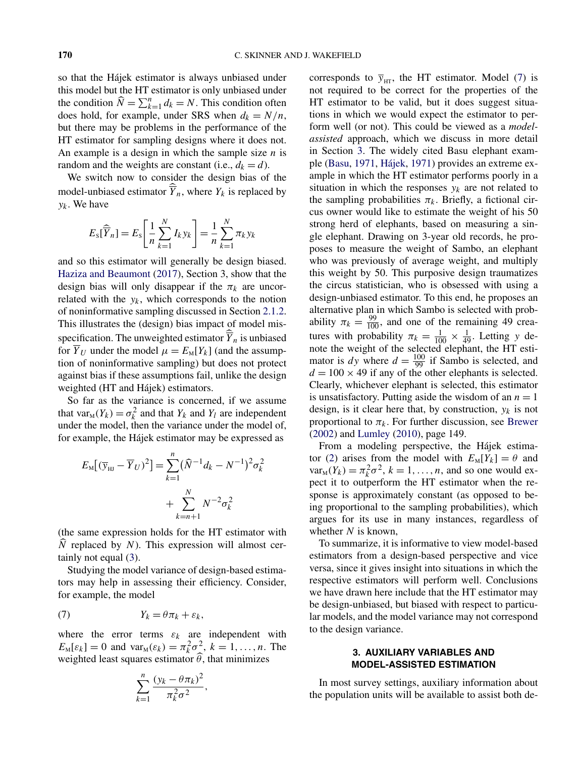so that the Hájek estimator is always unbiased under this model but the HT estimator is only unbiased under the condition $\widehat{N} = \sum_{k=1}^{n} d_k = N$. This condition often does hold, for example, under SRS when $d_k = N/n$, but there may be problems in the performance of the HT estimator for sampling designs where it does not. An example is a design in which the sample size $n$ is random and the weights are constant (i.e., $d_k = d$).

We switch now to consider the design bias of the model-unbiased estimator $\widehat{\overline{Y}}_n$, where $Y_k$ is replaced by $y_k$. We have

$$E_{\text{S}}[\widehat{\overline{Y}}_n] = E_{\text{S}}\left[\frac{1}{n}\sum_{k=1}^{N} I_k y_k\right] = \frac{1}{n}\sum_{k=1}^{N} \pi_k y_k$$

and so this estimator will generally be design biased. Haziza and Beaumont (2017), Section 3, show that the design bias will only disappear if the $\pi_k$ are uncorrelated with the $y_k$, which corresponds to the notion of noninformative sampling discussed in Section 2.1.2. This illustrates the (design) bias impact of model misspecification. The unweighted estimator $\widehat{\overline{Y}}_n$ is unbiased for $\overline{Y}_U$ under the model $\mu = E_{\text{M}}[Y_k]$ (and the assumption of noninformative sampling) but does not protect against bias if these assumptions fail, unlike the design weighted (HT and Hájek) estimators.

So far as the variance is concerned, if we assume that $\text{var}_{\text{M}}(Y_k) = \sigma_k^2$ and that $Y_k$ and $Y_l$ are independent under the model, then the variance under the model of, for example, the Hájek estimator may be expressed as

$$E_{\text{M}}\big[(\overline{y}_{\text{HJ}} - \overline{Y}_U)^2\big] = \sum_{k=1}^{n} (\widehat{N}^{-1} d_k - N^{-1})^2 \sigma_k^2 + \sum_{k=n+1}^{N} N^{-2}\sigma_k^2$$

(the same expression holds for the HT estimator with $\widehat{N}$ replaced by $N$). This expression will almost certainly not equal (3).

Studying the model variance of design-based estimators may help in assessing their efficiency. Consider, for example, the model

$$Y_k = \theta\pi_k + \varepsilon_k, \tag{7}$$

where the error terms $\varepsilon_k$ are independent with $E_{\text{M}}[\varepsilon_k] = 0$ and $\text{var}_{\text{M}}(\varepsilon_k) = \pi_k^2\sigma^2$, $k = 1, \ldots, n$. The weighted least squares estimator $\widehat{\theta}$, that minimizes

$$\sum_{k=1}^{n} \frac{(y_k - \theta\pi_k)^2}{\pi_k^2\sigma^2},$$

corresponds to $\overline{y}_{\text{HT}}$, the HT estimator. Model (7) is not required to be correct for the properties of the HT estimator to be valid, but it does suggest situations in which we would expect the estimator to perform well (or not). This could be viewed as a *model-assisted* approach, which we discuss in more detail in Section 3. The widely cited Basu elephant example (Basu, 1971, Hájek, 1971) provides an extreme example in which the HT estimator performs poorly in a situation in which the responses $y_k$ are not related to the sampling probabilities $\pi_k$. Briefly, a fictional circus owner would like to estimate the weight of his 50 strong herd of elephants, based on measuring a single elephant. Drawing on 3-year old records, he proposes to measure the weight of Sambo, an elephant who was previously of average weight, and multiply this weight by 50. This purposive design traumatizes the circus statistician, who is obsessed with using a design-unbiased estimator. To this end, he proposes an alternative plan in which Sambo is selected with probability $\pi_k = \frac{99}{100}$, and one of the remaining 49 creatures with probability $\pi_k = \frac{1}{100} \times \frac{1}{49}$. Letting $y$ denote the weight of the selected elephant, the HT estimator is $dy$ where $d = \frac{100}{99}$ if Sambo is selected, and $d = 100 \times 49$ if any of the other elephants is selected. Clearly, whichever elephant is selected, this estimator is unsatisfactory. Putting aside the wisdom of an $n = 1$ design, is it clear here that, by construction, $y_k$ is not proportional to $\pi_k$. For further discussion, see Brewer (2002) and Lumley (2010), page 149.

From a modeling perspective, the Hájek estimator (2) arises from the model with $E_{\text{M}}[Y_k] = \theta$ and $\text{var}_{\text{M}}(Y_k) = \pi_k^2\sigma^2$, $k = 1, \ldots, n$, and so one would expect it to outperform the HT estimator when the response is approximately constant (as opposed to being proportional to the sampling probabilities), which argues for its use in many instances, regardless of whether $N$ is known,

To summarize, it is informative to view model-based estimators from a design-based perspective and vice versa, since it gives insight into situations in which the respective estimators will perform well. Conclusions we have drawn here include that the HT estimator may be design-unbiased, but biased with respect to particular models, and the model variance may not correspond to the design variance.

## 3. AUXILIARY VARIABLES AND MODEL-ASSISTED ESTIMATION

In most survey settings, auxiliary information about the population units will be available to assist both de-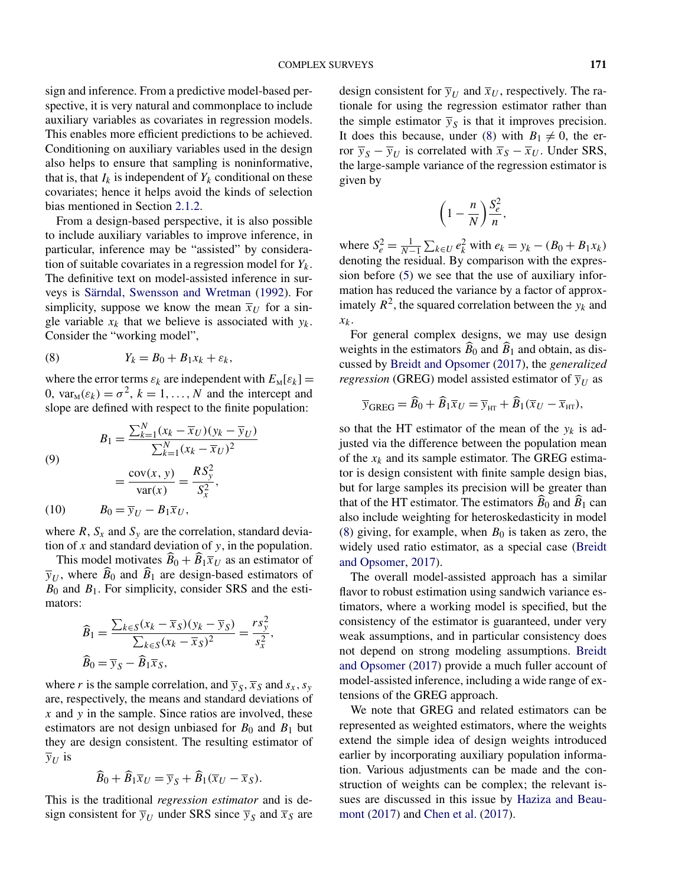sign and inference. From a predictive model-based perspective, it is very natural and commonplace to include auxiliary variables as covariates in regression models. This enables more efficient predictions to be achieved. Conditioning on auxiliary variables used in the design also helps to ensure that sampling is noninformative, that is, that $I_k$ is independent of $Y_k$ conditional on these covariates; hence it helps avoid the kinds of selection bias mentioned in Section 2.1.2.

From a design-based perspective, it is also possible to include auxiliary variables to improve inference, in particular, inference may be "assisted" by consideration of suitable covariates in a regression model for $Y_k$. The definitive text on model-assisted inference in surveys is Särndal, Swensson and Wretman (1992). For simplicity, suppose we know the mean $\overline{x}_U$ for a single variable $x_k$ that we believe is associated with $y_k$. Consider the "working model",

$$Y_k = B_0 + B_1 x_k + \varepsilon_k, \tag{8}$$

where the error terms $\varepsilon_k$ are independent with $E_{\mathrm{M}}[\varepsilon_k] = 0$, $\mathrm{var}_{\mathrm{M}}(\varepsilon_k) = \sigma^2$, $k = 1, \dots, N$ and the intercept and slope are defined with respect to the finite population:

$$\begin{aligned} B_1 &= \frac{\sum_{k=1}^{N}(x_k - \overline{x}_U)(y_k - \overline{y}_U)}{\sum_{k=1}^{N}(x_k - \overline{x}_U)^2} \\ &= \frac{\mathrm{cov}(x, y)}{\mathrm{var}(x)} = \frac{R S_y^2}{S_x^2}, \end{aligned} \tag{9}$$

$$B_0 = \overline{y}_U - B_1 \overline{x}_U, \tag{10}$$

where $R$, $S_x$ and $S_y$ are the correlation, standard deviation of $x$ and standard deviation of $y$, in the population.

This model motivates $\widehat{B}_0 + \widehat{B}_1 \overline{x}_U$ as an estimator of $\overline{y}_U$, where $\widehat{B}_0$ and $\widehat{B}_1$ are design-based estimators of $B_0$ and $B_1$. For simplicity, consider SRS and the estimators:

$$\widehat{B}_1 = \frac{\sum_{k \in S}(x_k - \overline{x}_S)(y_k - \overline{y}_S)}{\sum_{k \in S}(x_k - \overline{x}_S)^2} = \frac{r s_y^2}{s_x^2},$$

$$\widehat{B}_0 = \overline{y}_S - \widehat{B}_1 \overline{x}_S,$$

where $r$ is the sample correlation, and $\overline{y}_S, \overline{x}_S$ and $s_x, s_y$ are, respectively, the means and standard deviations of $x$ and $y$ in the sample. Since ratios are involved, these estimators are not design unbiased for $B_0$ and $B_1$ but they are design consistent. The resulting estimator of $\overline{y}_U$ is

$$\widehat{B}_0 + \widehat{B}_1 \overline{x}_U = \overline{y}_S + \widehat{B}_1(\overline{x}_U - \overline{x}_S).$$

This is the traditional *regression estimator* and is design consistent for $\overline{y}_U$ under SRS since $\overline{y}_S$ and $\overline{x}_S$ are design consistent for $\overline{y}_U$ and $\overline{x}_U$, respectively. The rationale for using the regression estimator rather than the simple estimator $\overline{y}_S$ is that it improves precision. It does this because, under (8) with $B_1 \neq 0$, the error $\overline{y}_S - \overline{y}_U$ is correlated with $\overline{x}_S - \overline{x}_U$. Under SRS, the large-sample variance of the regression estimator is given by

$$\left(1 - \frac{n}{N}\right)\frac{S_e^2}{n},$$

where $S_e^2 = \frac{1}{N-1}\sum_{k \in U} e_k^2$ with $e_k = y_k - (B_0 + B_1 x_k)$ denoting the residual. By comparison with the expression before (5) we see that the use of auxiliary information has reduced the variance by a factor of approximately $R^2$, the squared correlation between the $y_k$ and $x_k$.

For general complex designs, we may use design weights in the estimators $\widehat{B}_0$ and $\widehat{B}_1$ and obtain, as discussed by Breidt and Opsomer (2017), the *generalized regression* (GREG) model assisted estimator of $\overline{y}_U$ as

$$\overline{y}_{\mathrm{GREG}} = \widehat{B}_0 + \widehat{B}_1 \overline{x}_U = \overline{y}_{\mathrm{HT}} + \widehat{B}_1(\overline{x}_U - \overline{x}_{\mathrm{HT}}),$$

so that the HT estimator of the mean of the $y_k$ is adjusted via the difference between the population mean of the $x_k$ and its sample estimator. The GREG estimator is design consistent with finite sample design bias, but for large samples its precision will be greater than that of the HT estimator. The estimators $\widehat{B}_0$ and $\widehat{B}_1$ can also include weighting for heteroskedasticity in model (8) giving, for example, when $B_0$ is taken as zero, the widely used ratio estimator, as a special case (Breidt and Opsomer, 2017).

The overall model-assisted approach has a similar flavor to robust estimation using sandwich variance estimators, where a working model is specified, but the consistency of the estimator is guaranteed, under very weak assumptions, and in particular consistency does not depend on strong modeling assumptions. Breidt and Opsomer (2017) provide a much fuller account of model-assisted inference, including a wide range of extensions of the GREG approach.

We note that GREG and related estimators can be represented as weighted estimators, where the weights extend the simple idea of design weights introduced earlier by incorporating auxiliary population information. Various adjustments can be made and the construction of weights can be complex; the relevant issues are discussed in this issue by Haziza and Beaumont (2017) and Chen et al. (2017).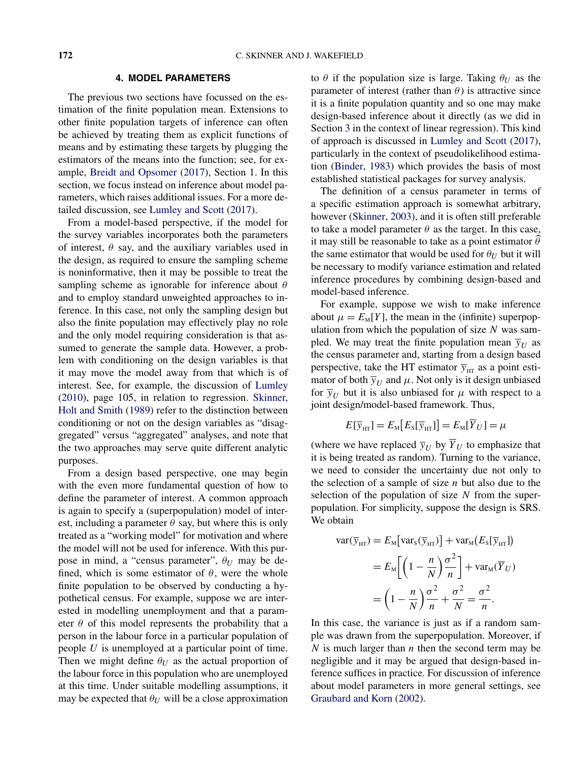## 4. MODEL PARAMETERS

The previous two sections have focussed on the estimation of the finite population mean. Extensions to other finite population targets of inference can often be achieved by treating them as explicit functions of means and by estimating these targets by plugging the estimators of the means into the function; see, for example, Breidt and Opsomer (2017), Section 1. In this section, we focus instead on inference about model parameters, which raises additional issues. For a more detailed discussion, see Lumley and Scott (2017).

From a model-based perspective, if the model for the survey variables incorporates both the parameters of interest, $\theta$ say, and the auxiliary variables used in the design, as required to ensure the sampling scheme is noninformative, then it may be possible to treat the sampling scheme as ignorable for inference about $\theta$ and to employ standard unweighted approaches to inference. In this case, not only the sampling design but also the finite population may effectively play no role and the only model requiring consideration is that assumed to generate the sample data. However, a problem with conditioning on the design variables is that it may move the model away from that which is of interest. See, for example, the discussion of Lumley (2010), page 105, in relation to regression. Skinner, Holt and Smith (1989) refer to the distinction between conditioning or not on the design variables as "disaggregated" versus "aggregated" analyses, and note that the two approaches may serve quite different analytic purposes.

From a design based perspective, one may begin with the even more fundamental question of how to define the parameter of interest. A common approach is again to specify a (superpopulation) model of interest, including a parameter $\theta$ say, but where this is only treated as a "working model" for motivation and where the model will not be used for inference. With this purpose in mind, a "census parameter", $\theta_U$ may be defined, which is some estimator of $\theta$, were the whole finite population to be observed by conducting a hypothetical census. For example, suppose we are interested in modelling unemployment and that a parameter $\theta$ of this model represents the probability that a person in the labour force in a particular population of people $U$ is unemployed at a particular point of time. Then we might define $\theta_U$ as the actual proportion of the labour force in this population who are unemployed at this time. Under suitable modelling assumptions, it may be expected that $\theta_U$ will be a close approximation to $\theta$ if the population size is large. Taking $\theta_U$ as the parameter of interest (rather than $\theta$) is attractive since it is a finite population quantity and so one may make design-based inference about it directly (as we did in Section 3 in the context of linear regression). This kind of approach is discussed in Lumley and Scott (2017), particularly in the context of pseudolikelihood estimation (Binder, 1983) which provides the basis of most established statistical packages for survey analysis.

The definition of a census parameter in terms of a specific estimation approach is somewhat arbitrary, however (Skinner, 2003), and it is often still preferable to take a model parameter $\theta$ as the target. In this case, it may still be reasonable to take as a point estimator $\widehat{\theta}$ the same estimator that would be used for $\theta_U$ but it will be necessary to modify variance estimation and related inference procedures by combining design-based and model-based inference.

For example, suppose we wish to make inference about $\mu = E_{\text{M}}[Y]$, the mean in the (infinite) superpopulation from which the population of size $N$ was sampled. We may treat the finite population mean $\overline{y}_U$ as the census parameter and, starting from a design based perspective, take the HT estimator $\overline{y}_{\text{HT}}$ as a point estimator of both $\overline{y}_U$ and $\mu$. Not only is it design unbiased for $\overline{y}_U$ but it is also unbiased for $\mu$ with respect to a joint design/model-based framework. Thus,

$$E[\overline{y}_{\text{HT}}] = E_{\text{M}}\big[E_{\text{S}}[\overline{y}_{\text{HT}}]\big] = E_{\text{M}}[\overline{Y}_U] = \mu$$

(where we have replaced $\overline{y}_U$ by $\overline{Y}_U$ to emphasize that it is being treated as random). Turning to the variance, we need to consider the uncertainty due not only to the selection of a sample of size $n$ but also due to the selection of the population of size $N$ from the superpopulation. For simplicity, suppose the design is SRS. We obtain

$$\begin{aligned}
\text{var}(\overline{y}_{\text{HT}}) &= E_{\text{M}}\big[\text{var}_{\text{S}}(\overline{y}_{\text{HT}})\big] + \text{var}_{\text{M}}\big(E_{\text{S}}[\overline{y}_{\text{HT}}]\big) \\
&= E_{\text{M}}\bigg[\bigg(1 - \frac{n}{N}\bigg)\frac{\sigma^2}{n}\bigg] + \text{var}_{\text{M}}(\overline{Y}_U) \\
&= \bigg(1 - \frac{n}{N}\bigg)\frac{\sigma^2}{n} + \frac{\sigma^2}{N} = \frac{\sigma^2}{n}.
\end{aligned}$$

In this case, the variance is just as if a random sample was drawn from the superpopulation. Moreover, if $N$ is much larger than $n$ then the second term may be negligible and it may be argued that design-based inference suffices in practice. For discussion of inference about model parameters in more general settings, see Graubard and Korn (2002).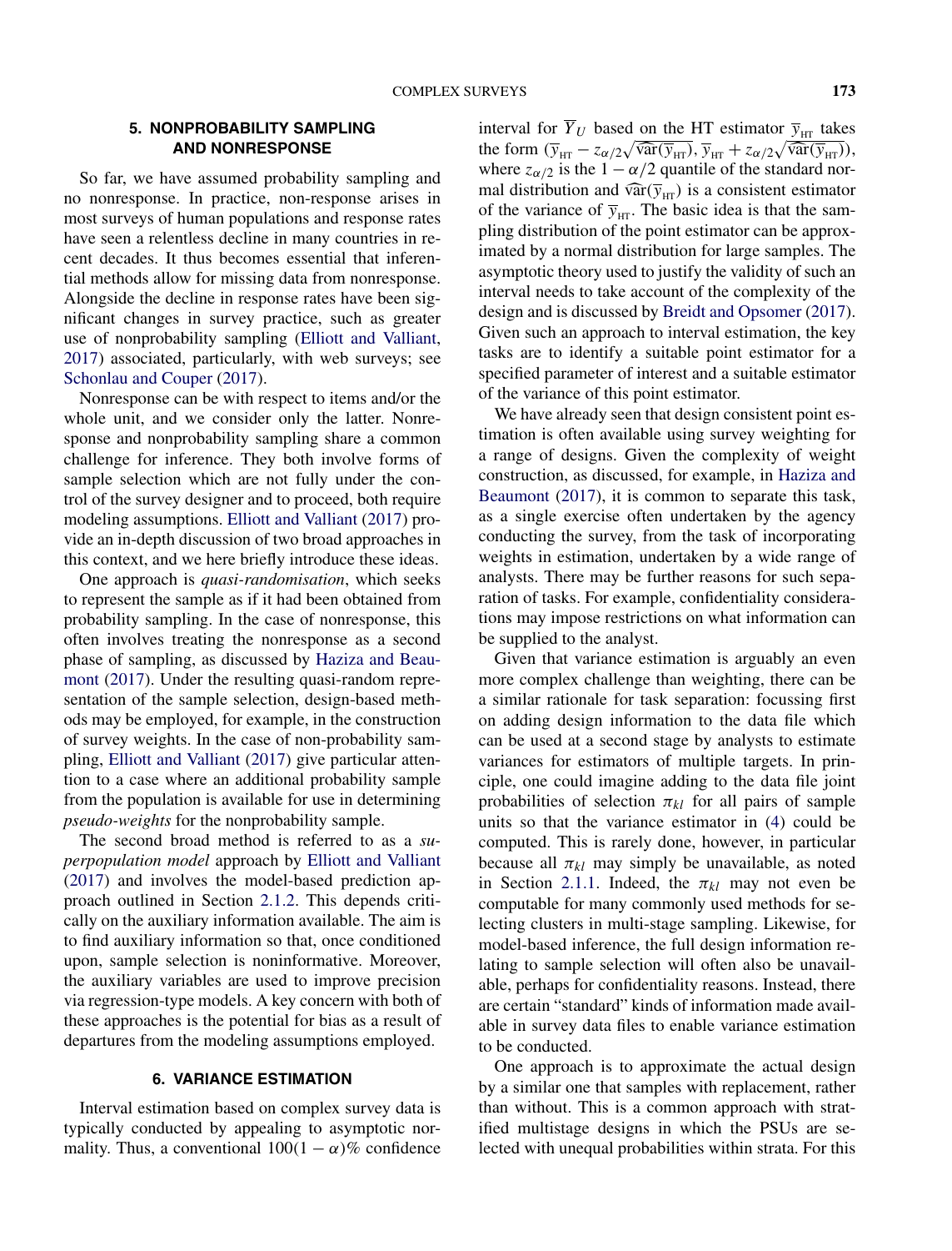## 5. NONPROBABILITY SAMPLING AND NONRESPONSE

So far, we have assumed probability sampling and no nonresponse. In practice, non-response arises in most surveys of human populations and response rates have seen a relentless decline in many countries in recent decades. It thus becomes essential that inferential methods allow for missing data from nonresponse. Alongside the decline in response rates have been significant changes in survey practice, such as greater use of nonprobability sampling (Elliott and Valliant, 2017) associated, particularly, with web surveys; see Schonlau and Couper (2017).

Nonresponse can be with respect to items and/or the whole unit, and we consider only the latter. Nonresponse and nonprobability sampling share a common challenge for inference. They both involve forms of sample selection which are not fully under the control of the survey designer and to proceed, both require modeling assumptions. Elliott and Valliant (2017) provide an in-depth discussion of two broad approaches in this context, and we here briefly introduce these ideas.

One approach is *quasi-randomisation*, which seeks to represent the sample as if it had been obtained from probability sampling. In the case of nonresponse, this often involves treating the nonresponse as a second phase of sampling, as discussed by Haziza and Beaumont (2017). Under the resulting quasi-random representation of the sample selection, design-based methods may be employed, for example, in the construction of survey weights. In the case of non-probability sampling, Elliott and Valliant (2017) give particular attention to a case where an additional probability sample from the population is available for use in determining *pseudo-weights* for the nonprobability sample.

The second broad method is referred to as a *superpopulation model* approach by Elliott and Valliant (2017) and involves the model-based prediction approach outlined in Section 2.1.2. This depends critically on the auxiliary information available. The aim is to find auxiliary information so that, once conditioned upon, sample selection is noninformative. Moreover, the auxiliary variables are used to improve precision via regression-type models. A key concern with both of these approaches is the potential for bias as a result of departures from the modeling assumptions employed.

## 6. VARIANCE ESTIMATION

Interval estimation based on complex survey data is typically conducted by appealing to asymptotic normality. Thus, a conventional $100(1-\alpha)\%$ confidence interval for $\overline{Y}_U$ based on the HT estimator $\overline{y}_{\text{HT}}$ takes the form $(\overline{y}_{\text{HT}} - z_{\alpha/2}\sqrt{\widehat{\text{var}}(\overline{y}_{\text{HT}})}, \overline{y}_{\text{HT}} + z_{\alpha/2}\sqrt{\widehat{\text{var}}(\overline{y}_{\text{HT}})})$, where $z_{\alpha/2}$ is the $1-\alpha/2$ quantile of the standard normal distribution and $\widehat{\text{var}}(\overline{y}_{\text{HT}})$ is a consistent estimator of the variance of $\overline{y}_{\text{HT}}$. The basic idea is that the sampling distribution of the point estimator can be approximated by a normal distribution for large samples. The asymptotic theory used to justify the validity of such an interval needs to take account of the complexity of the design and is discussed by Breidt and Opsomer (2017). Given such an approach to interval estimation, the key tasks are to identify a suitable point estimator for a specified parameter of interest and a suitable estimator of the variance of this point estimator.

We have already seen that design consistent point estimation is often available using survey weighting for a range of designs. Given the complexity of weight construction, as discussed, for example, in Haziza and Beaumont (2017), it is common to separate this task, as a single exercise often undertaken by the agency conducting the survey, from the task of incorporating weights in estimation, undertaken by a wide range of analysts. There may be further reasons for such separation of tasks. For example, confidentiality considerations may impose restrictions on what information can be supplied to the analyst.

Given that variance estimation is arguably an even more complex challenge than weighting, there can be a similar rationale for task separation: focussing first on adding design information to the data file which can be used at a second stage by analysts to estimate variances for estimators of multiple targets. In principle, one could imagine adding to the data file joint probabilities of selection $\pi_{kl}$ for all pairs of sample units so that the variance estimator in (4) could be computed. This is rarely done, however, in particular because all $\pi_{kl}$ may simply be unavailable, as noted in Section 2.1.1. Indeed, the $\pi_{kl}$ may not even be computable for many commonly used methods for selecting clusters in multi-stage sampling. Likewise, for model-based inference, the full design information relating to sample selection will often also be unavailable, perhaps for confidentiality reasons. Instead, there are certain "standard" kinds of information made available in survey data files to enable variance estimation to be conducted.

One approach is to approximate the actual design by a similar one that samples with replacement, rather than without. This is a common approach with stratified multistage designs in which the PSUs are selected with unequal probabilities within strata. For this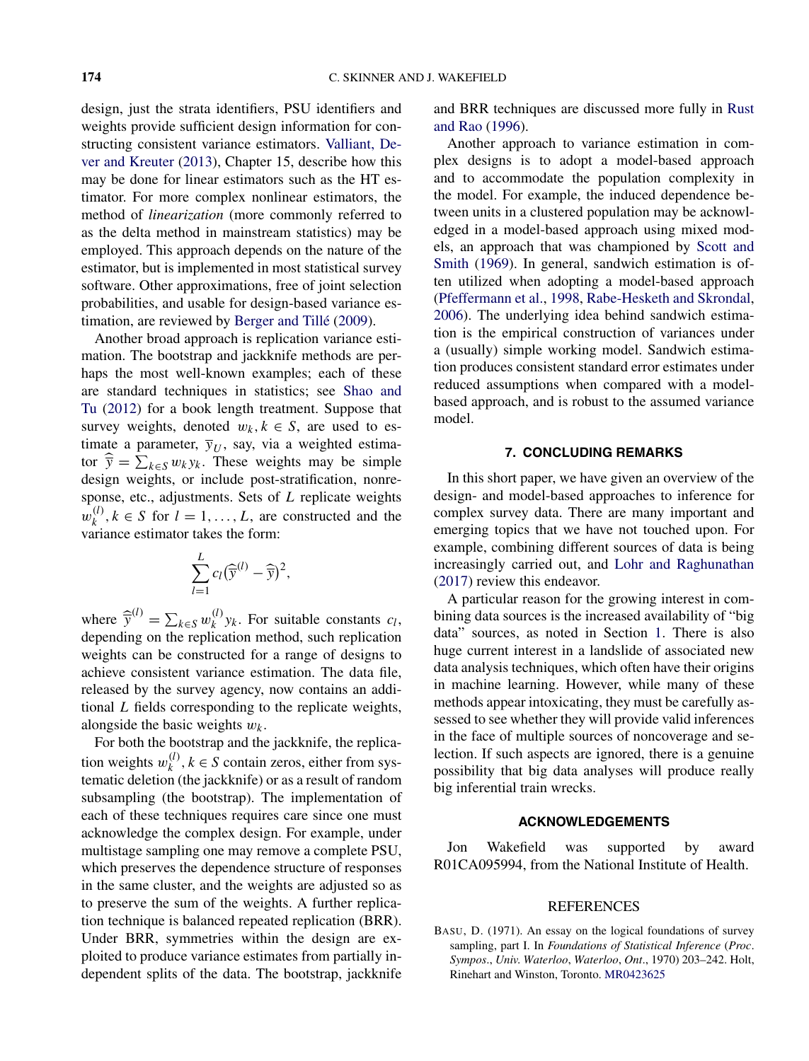design, just the strata identifiers, PSU identifiers and weights provide sufficient design information for constructing consistent variance estimators. Valliant, Dever and Kreuter (2013), Chapter 15, describe how this may be done for linear estimators such as the HT estimator. For more complex nonlinear estimators, the method of *linearization* (more commonly referred to as the delta method in mainstream statistics) may be employed. This approach depends on the nature of the estimator, but is implemented in most statistical survey software. Other approximations, free of joint selection probabilities, and usable for design-based variance estimation, are reviewed by Berger and Tillé (2009).

Another broad approach is replication variance estimation. The bootstrap and jackknife methods are perhaps the most well-known examples; each of these are standard techniques in statistics; see Shao and Tu (2012) for a book length treatment. Suppose that survey weights, denoted $w_k, k \in S$, are used to estimate a parameter, $\overline{y}_U$, say, via a weighted estimator $\widehat{\overline{y}} = \sum_{k \in S} w_k y_k$. These weights may be simple design weights, or include post-stratification, nonresponse, etc., adjustments. Sets of $L$ replicate weights $w_k^{(l)}, k \in S$ for $l = 1, \dots, L$, are constructed and the variance estimator takes the form:

$$\sum_{l=1}^{L} c_l \big(\widehat{\overline{y}}^{(l)} - \widehat{\overline{y}}\big)^2,$$

where $\widehat{\overline{y}}^{(l)} = \sum_{k \in S} w_k^{(l)} y_k$. For suitable constants $c_l$, depending on the replication method, such replication weights can be constructed for a range of designs to achieve consistent variance estimation. The data file, released by the survey agency, now contains an additional $L$ fields corresponding to the replicate weights, alongside the basic weights $w_k$.

For both the bootstrap and the jackknife, the replication weights $w_k^{(l)}, k \in S$ contain zeros, either from systematic deletion (the jackknife) or as a result of random subsampling (the bootstrap). The implementation of each of these techniques requires care since one must acknowledge the complex design. For example, under multistage sampling one may remove a complete PSU, which preserves the dependence structure of responses in the same cluster, and the weights are adjusted so as to preserve the sum of the weights. A further replication technique is balanced repeated replication (BRR). Under BRR, symmetries within the design are exploited to produce variance estimates from partially independent splits of the data. The bootstrap, jackknife and BRR techniques are discussed more fully in Rust and Rao (1996).

Another approach to variance estimation in complex designs is to adopt a model-based approach and to accommodate the population complexity in the model. For example, the induced dependence between units in a clustered population may be acknowledged in a model-based approach using mixed models, an approach that was championed by Scott and Smith (1969). In general, sandwich estimation is often utilized when adopting a model-based approach (Pfeffermann et al., 1998, Rabe-Hesketh and Skrondal, 2006). The underlying idea behind sandwich estimation is the empirical construction of variances under a (usually) simple working model. Sandwich estimation produces consistent standard error estimates under reduced assumptions when compared with a model-based approach, and is robust to the assumed variance model.

## 7. CONCLUDING REMARKS

In this short paper, we have given an overview of the design- and model-based approaches to inference for complex survey data. There are many important and emerging topics that we have not touched upon. For example, combining different sources of data is being increasingly carried out, and Lohr and Raghunathan (2017) review this endeavor.

A particular reason for the growing interest in combining data sources is the increased availability of "big data" sources, as noted in Section 1. There is also huge current interest in a landslide of associated new data analysis techniques, which often have their origins in machine learning. However, while many of these methods appear intoxicating, they must be carefully assessed to see whether they will provide valid inferences in the face of multiple sources of noncoverage and selection. If such aspects are ignored, there is a genuine possibility that big data analyses will produce really big inferential train wrecks.

## ACKNOWLEDGEMENTS

Jon Wakefield was supported by award R01CA095994, from the National Institute of Health.

## REFERENCES

BASU, D. (1971). An essay on the logical foundations of survey sampling, part I. In *Foundations of Statistical Inference* (*Proc*. *Sympos*., *Univ. Waterloo*, *Waterloo*, *Ont*., 1970) 203–242. Holt, Rinehart and Winston, Toronto. MR0423625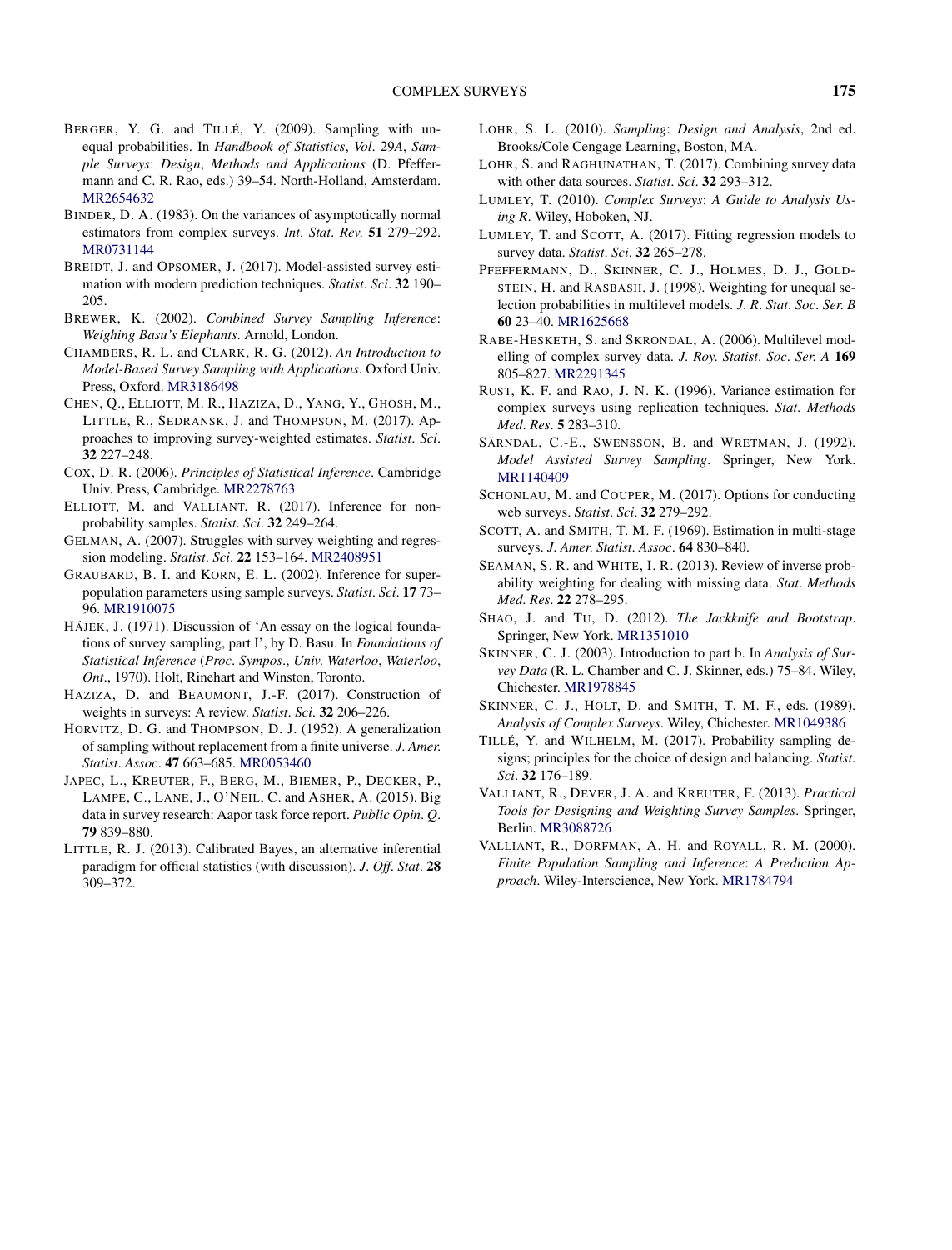BERGER, Y. G. and TILLÉ, Y. (2009). Sampling with unequal probabilities. In *Handbook of Statistics*, *Vol*. 29*A*, *Sample Surveys*: *Design*, *Methods and Applications* (D. Pfeffermann and C. R. Rao, eds.) 39–54. North-Holland, Amsterdam. MR2654632

BINDER, D. A. (1983). On the variances of asymptotically normal estimators from complex surveys. *Int*. *Stat*. *Rev*. **51** 279–292. MR0731144

BREIDT, J. and OPSOMER, J. (2017). Model-assisted survey estimation with modern prediction techniques. *Statist*. *Sci*. **32** 190–205.

BREWER, K. (2002). *Combined Survey Sampling Inference*: *Weighing Basu's Elephants*. Arnold, London.

CHAMBERS, R. L. and CLARK, R. G. (2012). *An Introduction to Model-Based Survey Sampling with Applications*. Oxford Univ. Press, Oxford. MR3186498

CHEN, Q., ELLIOTT, M. R., HAZIZA, D., YANG, Y., GHOSH, M., LITTLE, R., SEDRANSK, J. and THOMPSON, M. (2017). Approaches to improving survey-weighted estimates. *Statist*. *Sci*. **32** 227–248.

COX, D. R. (2006). *Principles of Statistical Inference*. Cambridge Univ. Press, Cambridge. MR2278763

ELLIOTT, M. and VALLIANT, R. (2017). Inference for nonprobability samples. *Statist*. *Sci*. **32** 249–264.

GELMAN, A. (2007). Struggles with survey weighting and regression modeling. *Statist*. *Sci*. **22** 153–164. MR2408951

GRAUBARD, B. I. and KORN, E. L. (2002). Inference for superpopulation parameters using sample surveys. *Statist*. *Sci*. **17** 73–96. MR1910075

HÁJEK, J. (1971). Discussion of 'An essay on the logical foundations of survey sampling, part I', by D. Basu. In *Foundations of Statistical Inference* (*Proc*. *Sympos*., *Univ*. *Waterloo*, *Waterloo*, *Ont*., 1970). Holt, Rinehart and Winston, Toronto.

HAZIZA, D. and BEAUMONT, J.-F. (2017). Construction of weights in surveys: A review. *Statist*. *Sci*. **32** 206–226.

HORVITZ, D. G. and THOMPSON, D. J. (1952). A generalization of sampling without replacement from a finite universe. *J*. *Amer*. *Statist*. *Assoc*. **47** 663–685. MR0053460

JAPEC, L., KREUTER, F., BERG, M., BIEMER, P., DECKER, P., LAMPE, C., LANE, J., O'NEIL, C. and ASHER, A. (2015). Big data in survey research: Aapor task force report. *Public Opin*. *Q*. **79** 839–880.

LITTLE, R. J. (2013). Calibrated Bayes, an alternative inferential paradigm for official statistics (with discussion). *J*. *Off*. *Stat*. **28** 309–372.

LOHR, S. L. (2010). *Sampling*: *Design and Analysis*, 2nd ed. Brooks/Cole Cengage Learning, Boston, MA.

LOHR, S. and RAGHUNATHAN, T. (2017). Combining survey data with other data sources. *Statist*. *Sci*. **32** 293–312.

LUMLEY, T. (2010). *Complex Surveys*: *A Guide to Analysis Using R*. Wiley, Hoboken, NJ.

LUMLEY, T. and SCOTT, A. (2017). Fitting regression models to survey data. *Statist*. *Sci*. **32** 265–278.

PFEFFERMANN, D., SKINNER, C. J., HOLMES, D. J., GOLDSTEIN, H. and RASBASH, J. (1998). Weighting for unequal selection probabilities in multilevel models. *J*. *R*. *Stat*. *Soc*. *Ser*. *B* **60** 23–40. MR1625668

RABE-HESKETH, S. and SKRONDAL, A. (2006). Multilevel modelling of complex survey data. *J*. *Roy*. *Statist*. *Soc*. *Ser*. *A* **169** 805–827. MR2291345

RUST, K. F. and RAO, J. N. K. (1996). Variance estimation for complex surveys using replication techniques. *Stat*. *Methods Med*. *Res*. **5** 283–310.

SÄRNDAL, C.-E., SWENSSON, B. and WRETMAN, J. (1992). *Model Assisted Survey Sampling*. Springer, New York. MR1140409

SCHONLAU, M. and COUPER, M. (2017). Options for conducting web surveys. *Statist*. *Sci*. **32** 279–292.

SCOTT, A. and SMITH, T. M. F. (1969). Estimation in multi-stage surveys. *J*. *Amer*. *Statist*. *Assoc*. **64** 830–840.

SEAMAN, S. R. and WHITE, I. R. (2013). Review of inverse probability weighting for dealing with missing data. *Stat*. *Methods Med*. *Res*. **22** 278–295.

SHAO, J. and TU, D. (2012). *The Jackknife and Bootstrap*. Springer, New York. MR1351010

SKINNER, C. J. (2003). Introduction to part b. In *Analysis of Survey Data* (R. L. Chamber and C. J. Skinner, eds.) 75–84. Wiley, Chichester. MR1978845

SKINNER, C. J., HOLT, D. and SMITH, T. M. F., eds. (1989). *Analysis of Complex Surveys*. Wiley, Chichester. MR1049386

TILLÉ, Y. and WILHELM, M. (2017). Probability sampling designs; principles for the choice of design and balancing. *Statist*. *Sci*. **32** 176–189.

VALLIANT, R., DEVER, J. A. and KREUTER, F. (2013). *Practical Tools for Designing and Weighting Survey Samples*. Springer, Berlin. MR3088726

VALLIANT, R., DORFMAN, A. H. and ROYALL, R. M. (2000). *Finite Population Sampling and Inference*: *A Prediction Approach*. Wiley-Interscience, New York. MR1784794